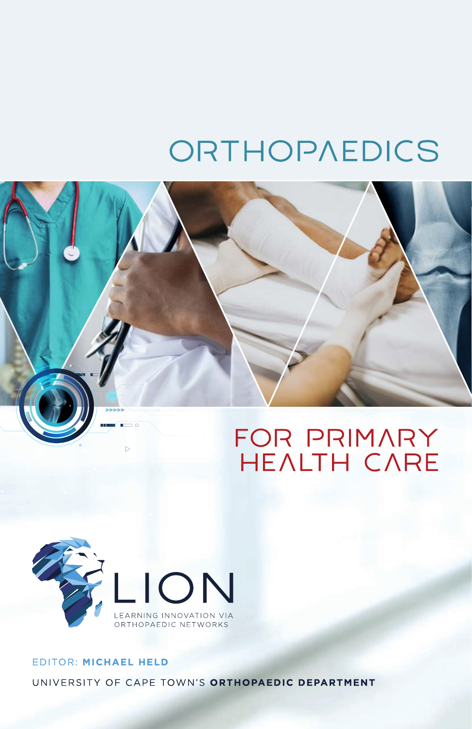# ORTHOPAEDICS

## FOR PRIMARY HEALTH CARE

LION

LEARNING INNOVATION VIA ORTHOPAEDIC NETWORKS

EDITOR: **MICHAEL HELD**

UNIVERSITY OF CAPE TOWN'S **ORTHOPAEDIC DEPARTMENT**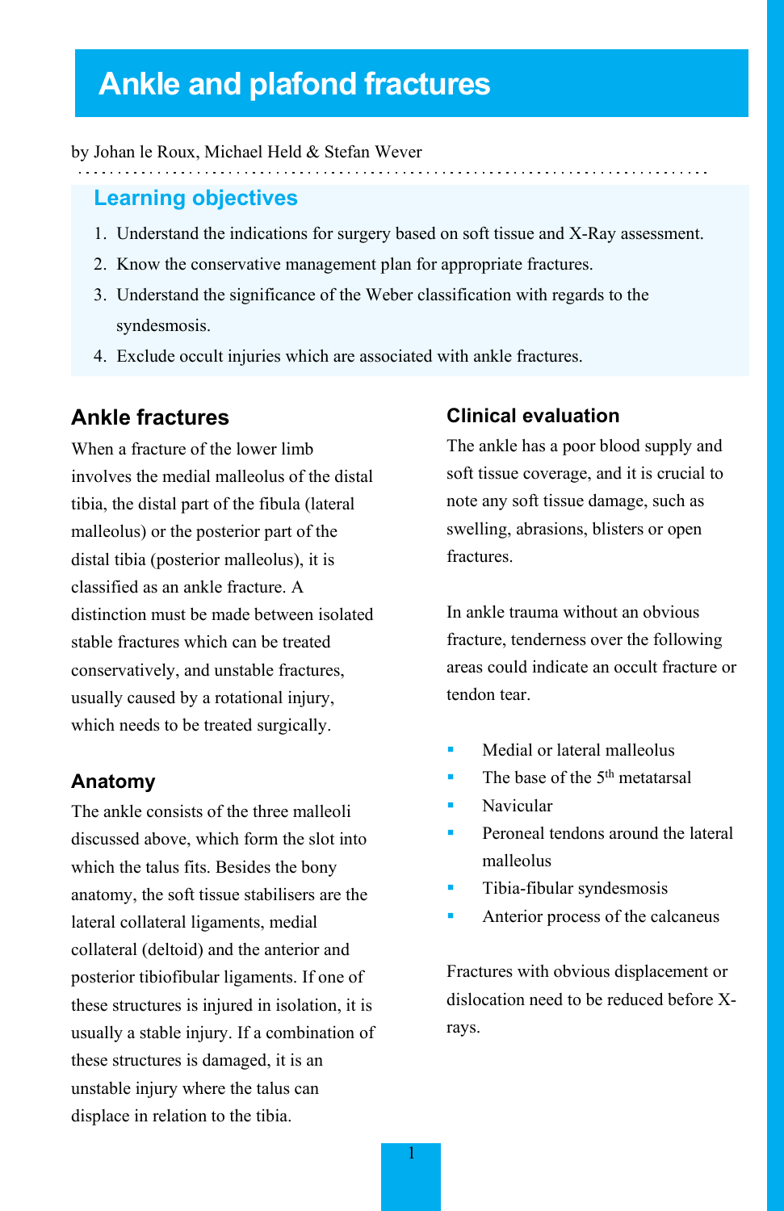# Ankle and plafond fractures

by Johan le Roux, Michael Held & Stefan Wever

## Learning objectives

1. Understand the indications for surgery based on soft tissue and X-Ray assessment.
2. Know the conservative management plan for appropriate fractures.
3. Understand the significance of the Weber classification with regards to the syndesmosis.
4. Exclude occult injuries which are associated with ankle fractures.

## Ankle fractures

When a fracture of the lower limb involves the medial malleolus of the distal tibia, the distal part of the fibula (lateral malleolus) or the posterior part of the distal tibia (posterior malleolus), it is classified as an ankle fracture. A distinction must be made between isolated stable fractures which can be treated conservatively, and unstable fractures, usually caused by a rotational injury, which needs to be treated surgically.

### Anatomy

The ankle consists of the three malleoli discussed above, which form the slot into which the talus fits. Besides the bony anatomy, the soft tissue stabilisers are the lateral collateral ligaments, medial collateral (deltoid) and the anterior and posterior tibiofibular ligaments. If one of these structures is injured in isolation, it is usually a stable injury. If a combination of these structures is damaged, it is an unstable injury where the talus can displace in relation to the tibia.

### Clinical evaluation

The ankle has a poor blood supply and soft tissue coverage, and it is crucial to note any soft tissue damage, such as swelling, abrasions, blisters or open fractures.

In ankle trauma without an obvious fracture, tenderness over the following areas could indicate an occult fracture or tendon tear.

- Medial or lateral malleolus
- The base of the 5$^{th}$ metatarsal
- Navicular
- Peroneal tendons around the lateral malleolus
- Tibia-fibular syndesmosis
- Anterior process of the calcaneus

Fractures with obvious displacement or dislocation need to be reduced before X-rays.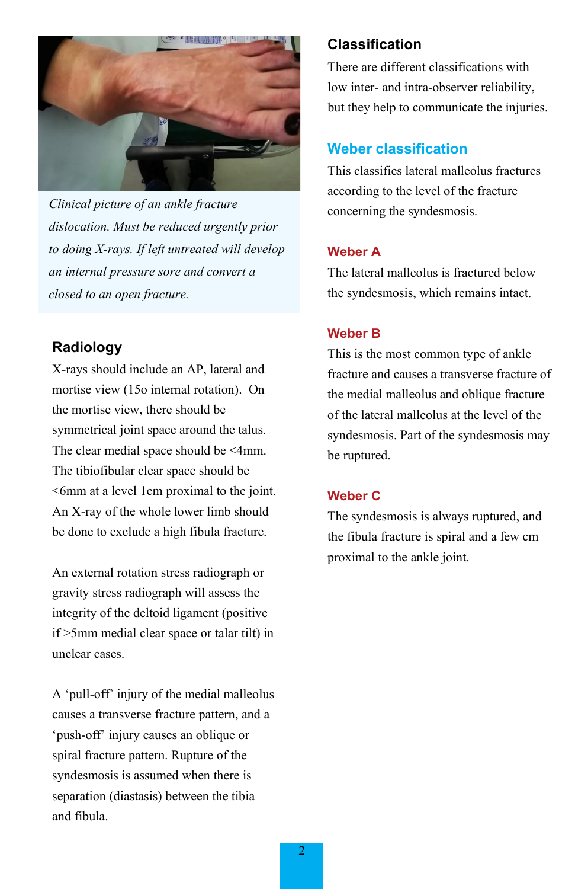*Clinical picture of an ankle fracture dislocation. Must be reduced urgently prior to doing X-rays. If left untreated will develop an internal pressure sore and convert a closed to an open fracture.*

## Radiology

X-rays should include an AP, lateral and mortise view (15o internal rotation). On the mortise view, there should be symmetrical joint space around the talus. The clear medial space should be <4mm. The tibiofibular clear space should be <6mm at a level 1cm proximal to the joint. An X-ray of the whole lower limb should be done to exclude a high fibula fracture.

An external rotation stress radiograph or gravity stress radiograph will assess the integrity of the deltoid ligament (positive if >5mm medial clear space or talar tilt) in unclear cases.

A 'pull-off' injury of the medial malleolus causes a transverse fracture pattern, and a 'push-off' injury causes an oblique or spiral fracture pattern. Rupture of the syndesmosis is assumed when there is separation (diastasis) between the tibia and fibula.

## Classification

There are different classifications with low inter- and intra-observer reliability, but they help to communicate the injuries.

## Weber classification

This classifies lateral malleolus fractures according to the level of the fracture concerning the syndesmosis.

### Weber A

The lateral malleolus is fractured below the syndesmosis, which remains intact.

### Weber B

This is the most common type of ankle fracture and causes a transverse fracture of the medial malleolus and oblique fracture of the lateral malleolus at the level of the syndesmosis. Part of the syndesmosis may be ruptured.

### Weber C

The syndesmosis is always ruptured, and the fibula fracture is spiral and a few cm proximal to the ankle joint.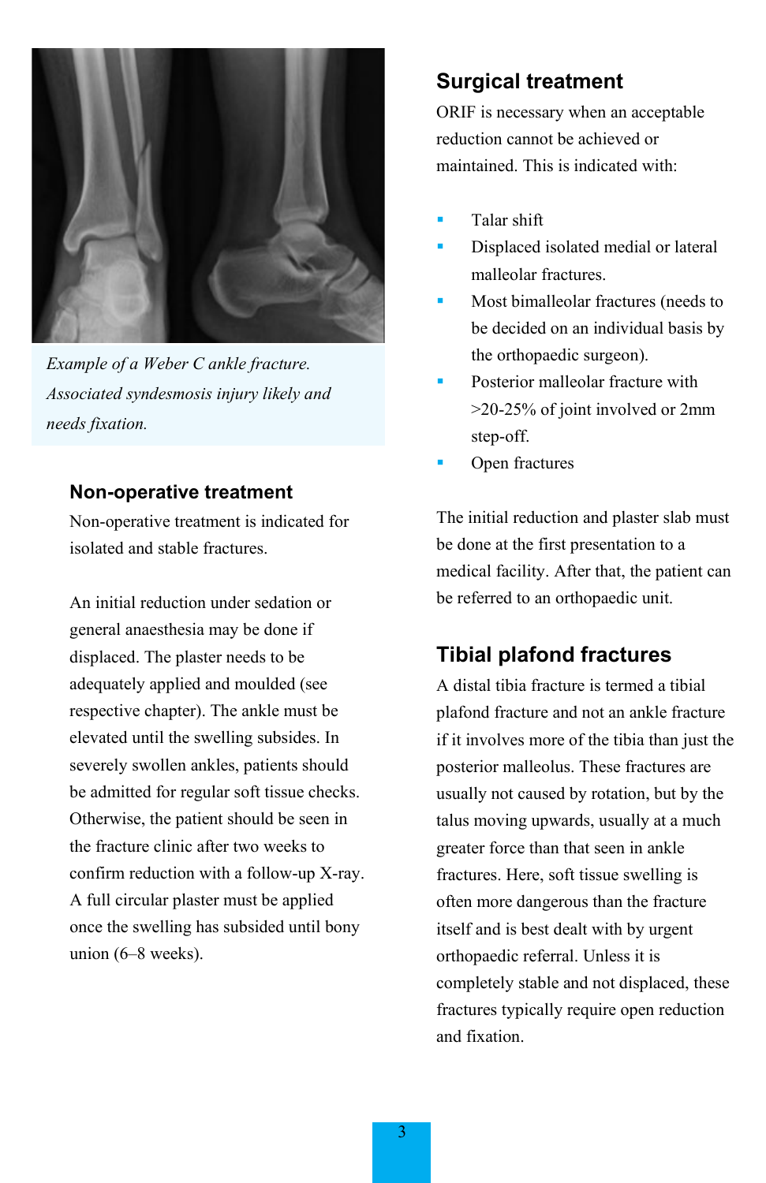*Example of a Weber C ankle fracture. Associated syndesmosis injury likely and needs fixation.*

## Non-operative treatment

Non-operative treatment is indicated for isolated and stable fractures.

An initial reduction under sedation or general anaesthesia may be done if displaced. The plaster needs to be adequately applied and moulded (see respective chapter). The ankle must be elevated until the swelling subsides. In severely swollen ankles, patients should be admitted for regular soft tissue checks. Otherwise, the patient should be seen in the fracture clinic after two weeks to confirm reduction with a follow-up X-ray. A full circular plaster must be applied once the swelling has subsided until bony union (6–8 weeks).

## Surgical treatment

ORIF is necessary when an acceptable reduction cannot be achieved or maintained. This is indicated with:

- Talar shift
- Displaced isolated medial or lateral malleolar fractures.
- Most bimalleolar fractures (needs to be decided on an individual basis by the orthopaedic surgeon).
- Posterior malleolar fracture with >20-25% of joint involved or 2mm step-off.
- Open fractures

The initial reduction and plaster slab must be done at the first presentation to a medical facility. After that, the patient can be referred to an orthopaedic unit.

## Tibial plafond fractures

A distal tibia fracture is termed a tibial plafond fracture and not an ankle fracture if it involves more of the tibia than just the posterior malleolus. These fractures are usually not caused by rotation, but by the talus moving upwards, usually at a much greater force than that seen in ankle fractures. Here, soft tissue swelling is often more dangerous than the fracture itself and is best dealt with by urgent orthopaedic referral. Unless it is completely stable and not displaced, these fractures typically require open reduction and fixation.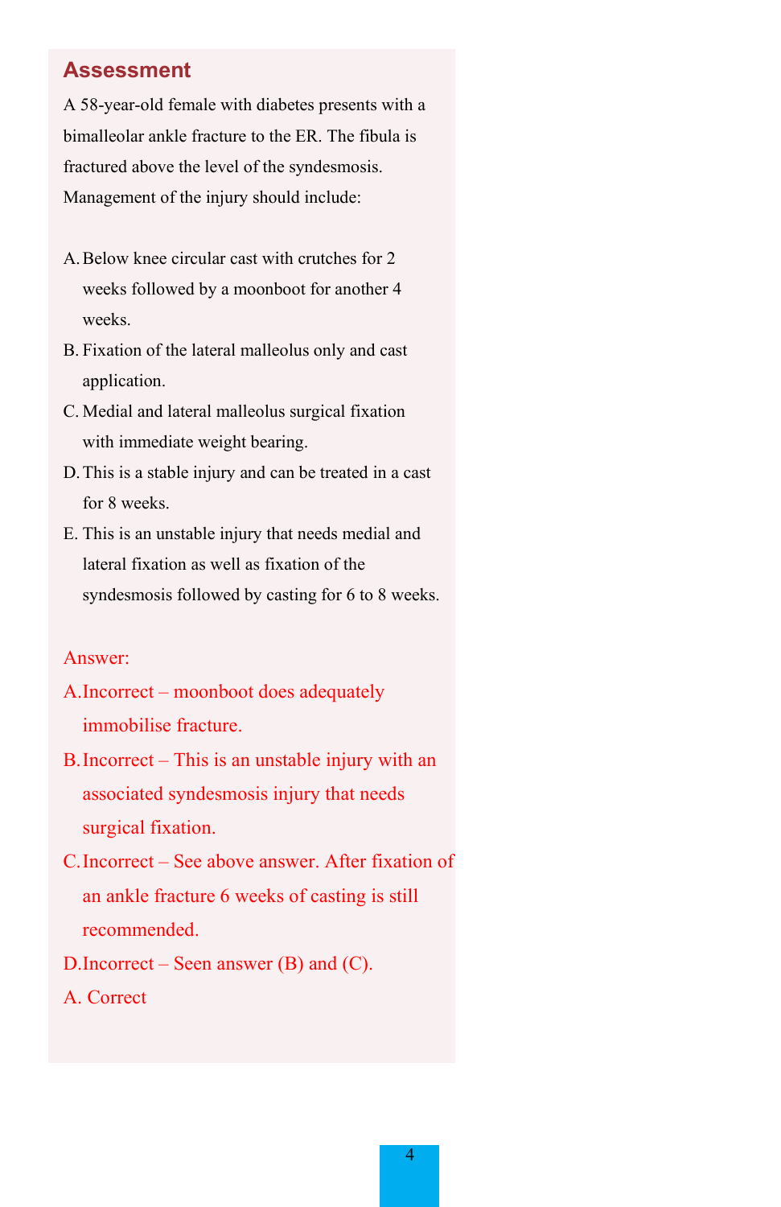## Assessment

A 58-year-old female with diabetes presents with a bimalleolar ankle fracture to the ER. The fibula is fractured above the level of the syndesmosis. Management of the injury should include:

A. Below knee circular cast with crutches for 2 weeks followed by a moonboot for another 4 weeks.
B. Fixation of the lateral malleolus only and cast application.
C. Medial and lateral malleolus surgical fixation with immediate weight bearing.
D. This is a stable injury and can be treated in a cast for 8 weeks.
E. This is an unstable injury that needs medial and lateral fixation as well as fixation of the syndesmosis followed by casting for 6 to 8 weeks.

Answer:

A. Incorrect – moonboot does adequately immobilise fracture.
B. Incorrect – This is an unstable injury with an associated syndesmosis injury that needs surgical fixation.
C. Incorrect – See above answer. After fixation of an ankle fracture 6 weeks of casting is still recommended.
D. Incorrect – Seen answer (B) and (C).
A. Correct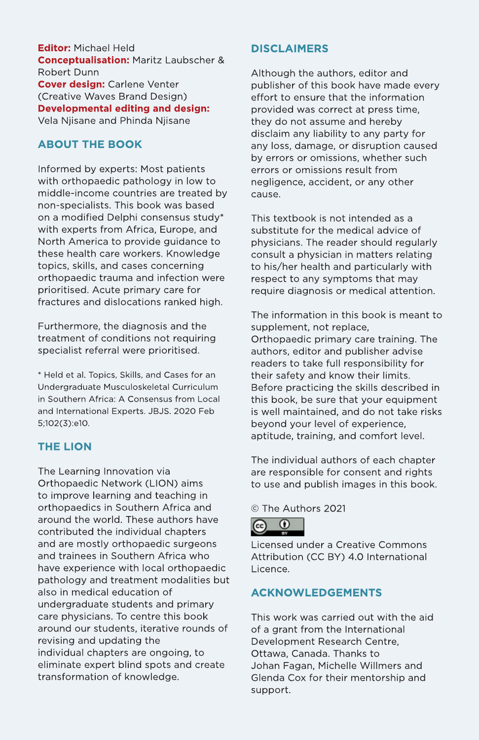**Editor:** Michael Held
**Conceptualisation:** Maritz Laubscher & Robert Dunn
**Cover design:** Carlene Venter (Creative Waves Brand Design)
**Developmental editing and design:** Vela Njisane and Phinda Njisane

## ABOUT THE BOOK

Informed by experts: Most patients with orthopaedic pathology in low to middle-income countries are treated by non-specialists. This book was based on a modified Delphi consensus study* with experts from Africa, Europe, and North America to provide guidance to these health care workers. Knowledge topics, skills, and cases concerning orthopaedic trauma and infection were prioritised. Acute primary care for fractures and dislocations ranked high.

Furthermore, the diagnosis and the treatment of conditions not requiring specialist referral were prioritised.

* Held et al. Topics, Skills, and Cases for an Undergraduate Musculoskeletal Curriculum in Southern Africa: A Consensus from Local and International Experts. JBJS. 2020 Feb 5;102(3):e10.

## THE LION

The Learning Innovation via Orthopaedic Network (LION) aims to improve learning and teaching in orthopaedics in Southern Africa and around the world. These authors have contributed the individual chapters and are mostly orthopaedic surgeons and trainees in Southern Africa who have experience with local orthopaedic pathology and treatment modalities but also in medical education of undergraduate students and primary care physicians. To centre this book around our students, iterative rounds of revising and updating the individual chapters are ongoing, to eliminate expert blind spots and create transformation of knowledge.

## DISCLAIMERS

Although the authors, editor and publisher of this book have made every effort to ensure that the information provided was correct at press time, they do not assume and hereby disclaim any liability to any party for any loss, damage, or disruption caused by errors or omissions, whether such errors or omissions result from negligence, accident, or any other cause.

This textbook is not intended as a substitute for the medical advice of physicians. The reader should regularly consult a physician in matters relating to his/her health and particularly with respect to any symptoms that may require diagnosis or medical attention.

The information in this book is meant to supplement, not replace, Orthopaedic primary care training. The authors, editor and publisher advise readers to take full responsibility for their safety and know their limits. Before practicing the skills described in this book, be sure that your equipment is well maintained, and do not take risks beyond your level of experience, aptitude, training, and comfort level.

The individual authors of each chapter are responsible for consent and rights to use and publish images in this book.

© The Authors 2021

Licensed under a Creative Commons Attribution (CC BY) 4.0 International Licence.

## ACKNOWLEDGEMENTS

This work was carried out with the aid of a grant from the International Development Research Centre, Ottawa, Canada. Thanks to Johan Fagan, Michelle Willmers and Glenda Cox for their mentorship and support.